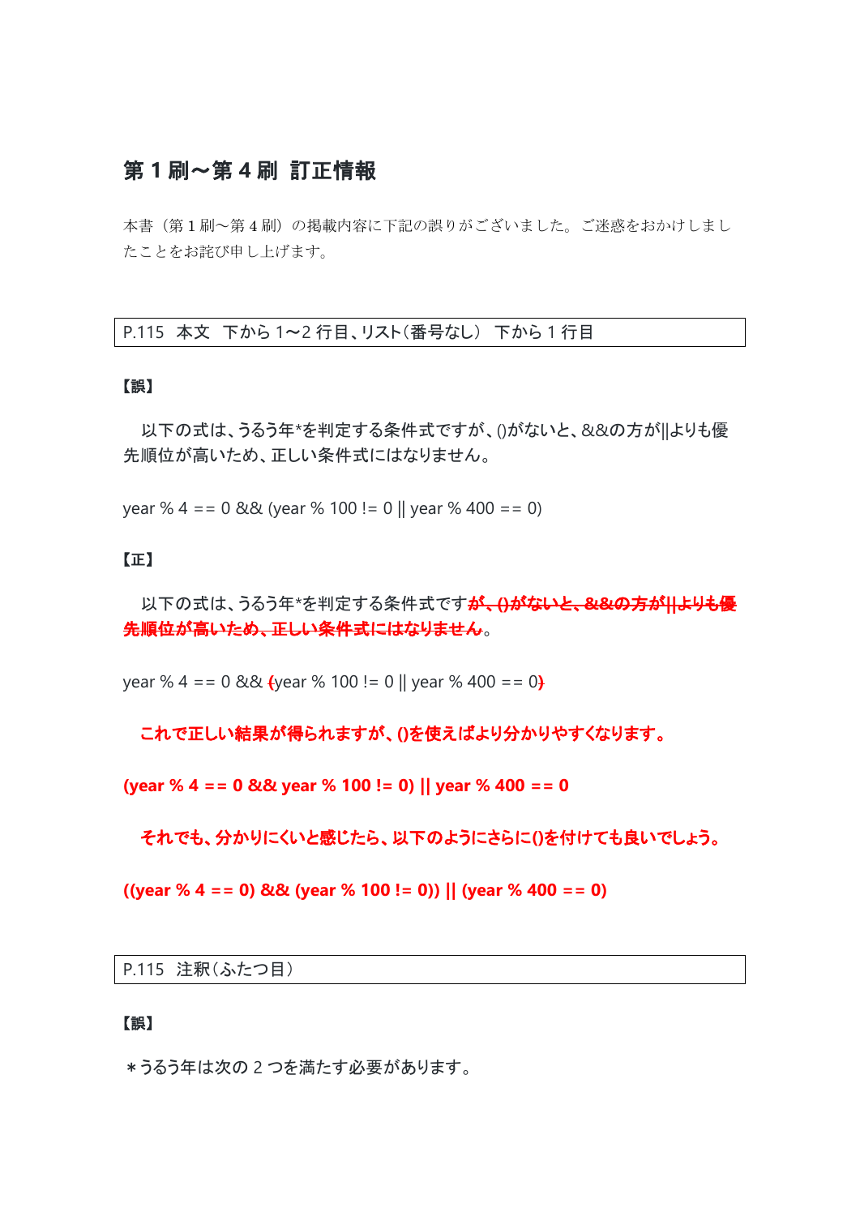# 第 1 刷～第 4 刷 訂正情報

本書（第 1 刷～第 4 刷）の掲載内容に下記の誤りがございました。ご迷惑をおかけしましたことをお詫び申し上げます。

| P.115 本文 下から 1～2 行目、リスト（番号なし） 下から 1 行目 |
| --- |

**【誤】**

以下の式は、うるう年*を判定する条件式ですが、()がないと、&&の方が||よりも優先順位が高いため、正しい条件式にはなりません。

```
year % 4 == 0 && (year % 100 != 0 || year % 400 == 0)
```

**【正】**

以下の式は、うるう年*を判定する条件式です~~が、()がないと、&&の方が||よりも優先順位が高いため、正しい条件式にはなりません~~。

year % 4 == 0 && ~~(~~year % 100 != 0 || year % 400 == 0~~)~~

**これで正しい結果が得られますが、()を使えばより分かりやすくなります。**

**(year % 4 == 0 && year % 100 != 0) || year % 400 == 0**

**それでも、分かりにくいと感じたら、以下のようにさらに()を付けても良いでしょう。**

**((year % 4 == 0) && (year % 100 != 0)) || (year % 400 == 0)**

| P.115 注釈（ふたつ目） |
| --- |

**【誤】**

＊うるう年は次の 2 つを満たす必要があります。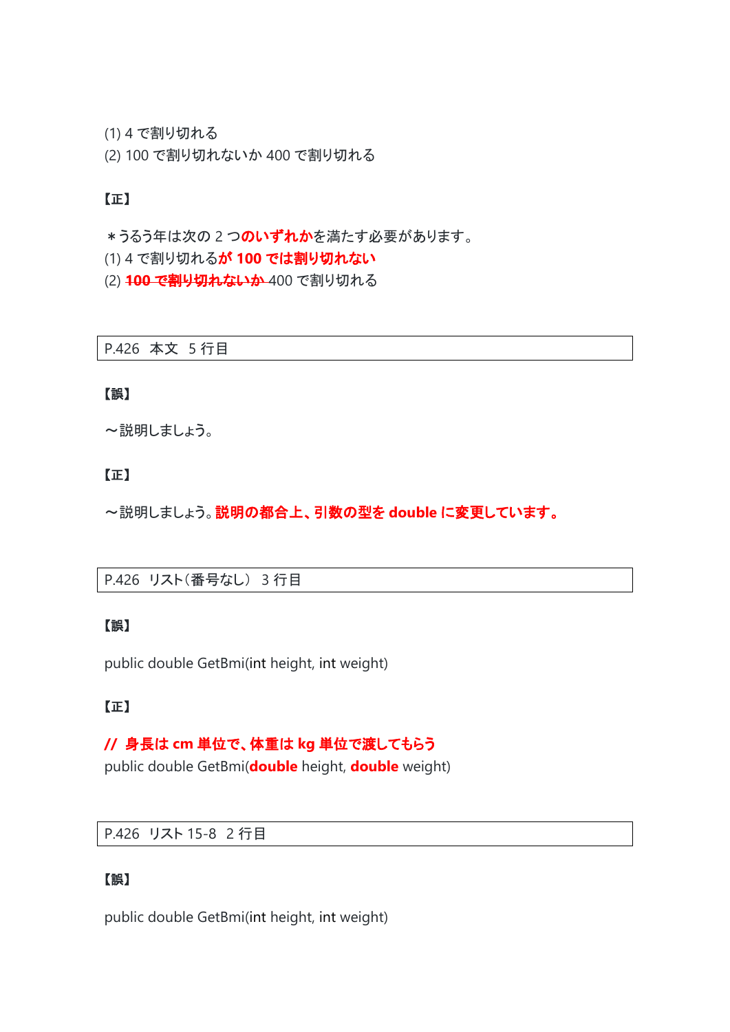(1) 4 で割り切れる
(2) 100 で割り切れないか 400 で割り切れる

**【正】**

＊うるう年は次の 2 つ**のいずれか**を満たす必要があります。
(1) 4 で割り切れる**が 100 では割り切れない**
(2) ~~100 で割り切れないか~~ 400 で割り切れる

| P.426　本文　5 行目 |
|---|

**【誤】**

～説明しましょう。

**【正】**

～説明しましょう。**説明の都合上、引数の型を double に変更しています。**

| P.426　リスト（番号なし）　3 行目 |
|---|

**【誤】**

public double GetBmi(int height, int weight)

**【正】**

**// 身長は cm 単位で、体重は kg 単位で渡してもらう**
public double GetBmi(**double** height, **double** weight)

| P.426　リスト 15-8　2 行目 |
|---|

**【誤】**

public double GetBmi(int height, int weight)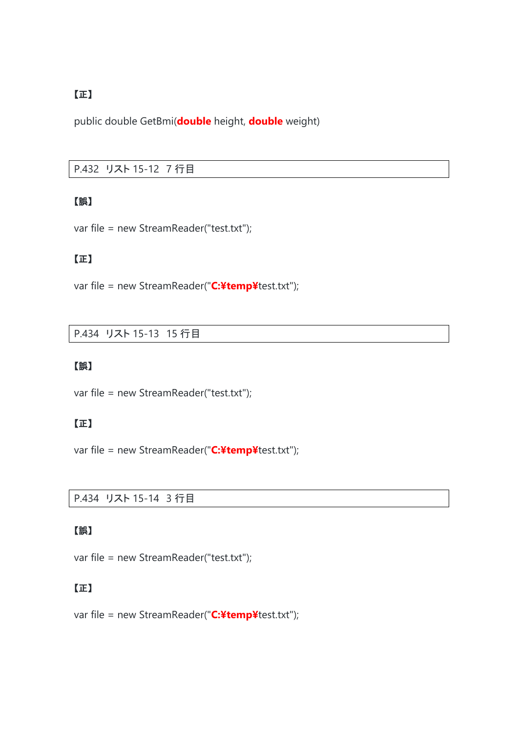【正】

public double GetBmi(**double** height, **double** weight)

P.432　リスト 15-12　7 行目

【誤】

var file = new StreamReader("test.txt");

【正】

var file = new StreamReader("**C:¥temp¥**test.txt");

P.434　リスト 15-13　15 行目

【誤】

var file = new StreamReader("test.txt");

【正】

var file = new StreamReader("**C:¥temp¥**test.txt");

P.434　リスト 15-14　3 行目

【誤】

var file = new StreamReader("test.txt");

【正】

var file = new StreamReader("**C:¥temp¥**test.txt");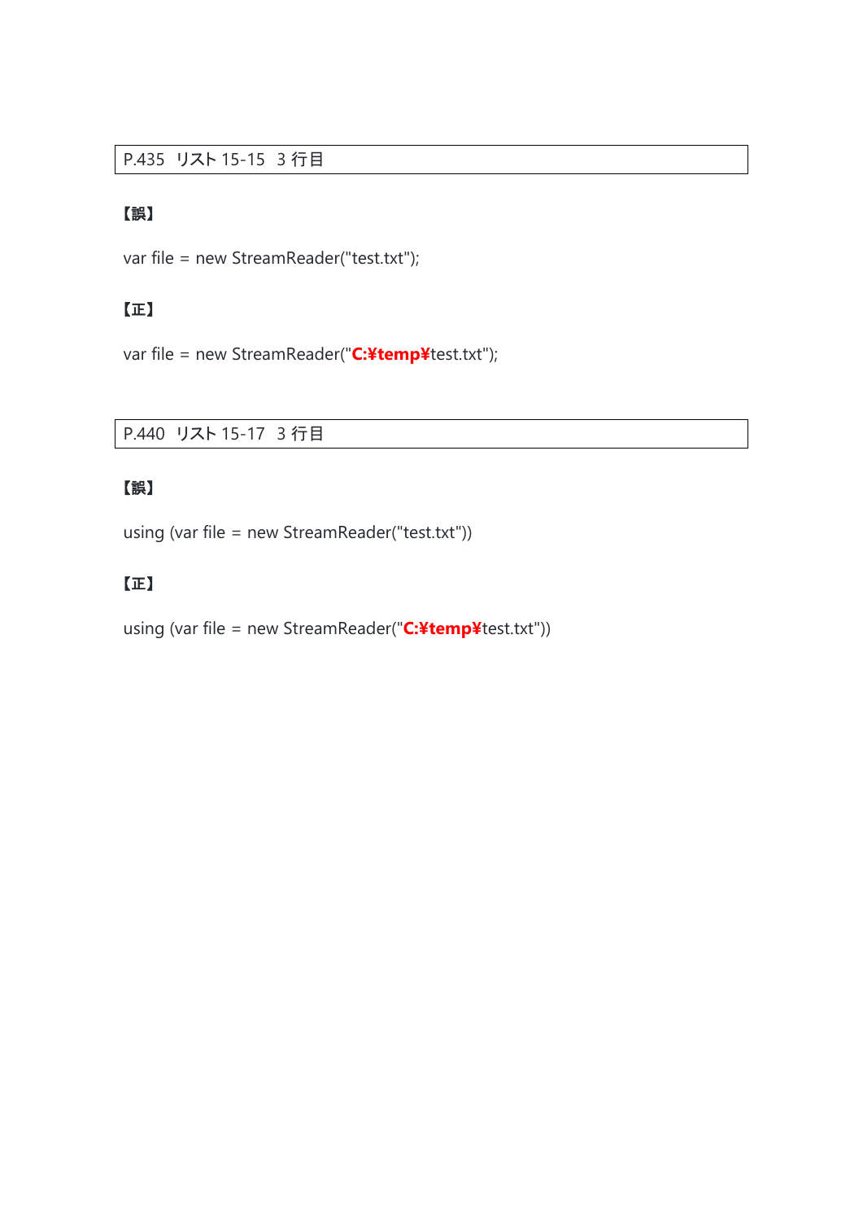P.435　リスト 15-15　3 行目

**【誤】**

var file = new StreamReader("test.txt");

**【正】**

var file = new StreamReader("**C:¥temp¥**test.txt");

P.440　リスト 15-17　3 行目

**【誤】**

using (var file = new StreamReader("test.txt"))

**【正】**

using (var file = new StreamReader("**C:¥temp¥**test.txt"))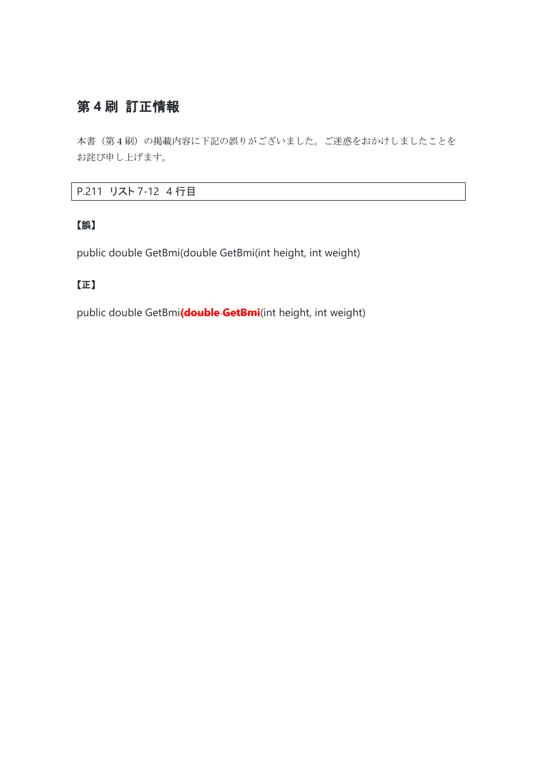# 第 4 刷 訂正情報

本書（第 4 刷）の掲載内容に下記の誤りがございました。ご迷惑をおかけしましたことをお詫び申し上げます。

| P.211 リスト 7-12 4 行目 |
|---|

**【誤】**

public double GetBmi(double GetBmi(int height, int weight)

**【正】**

public double GetBmi~~(double GetBmi~~(int height, int weight)